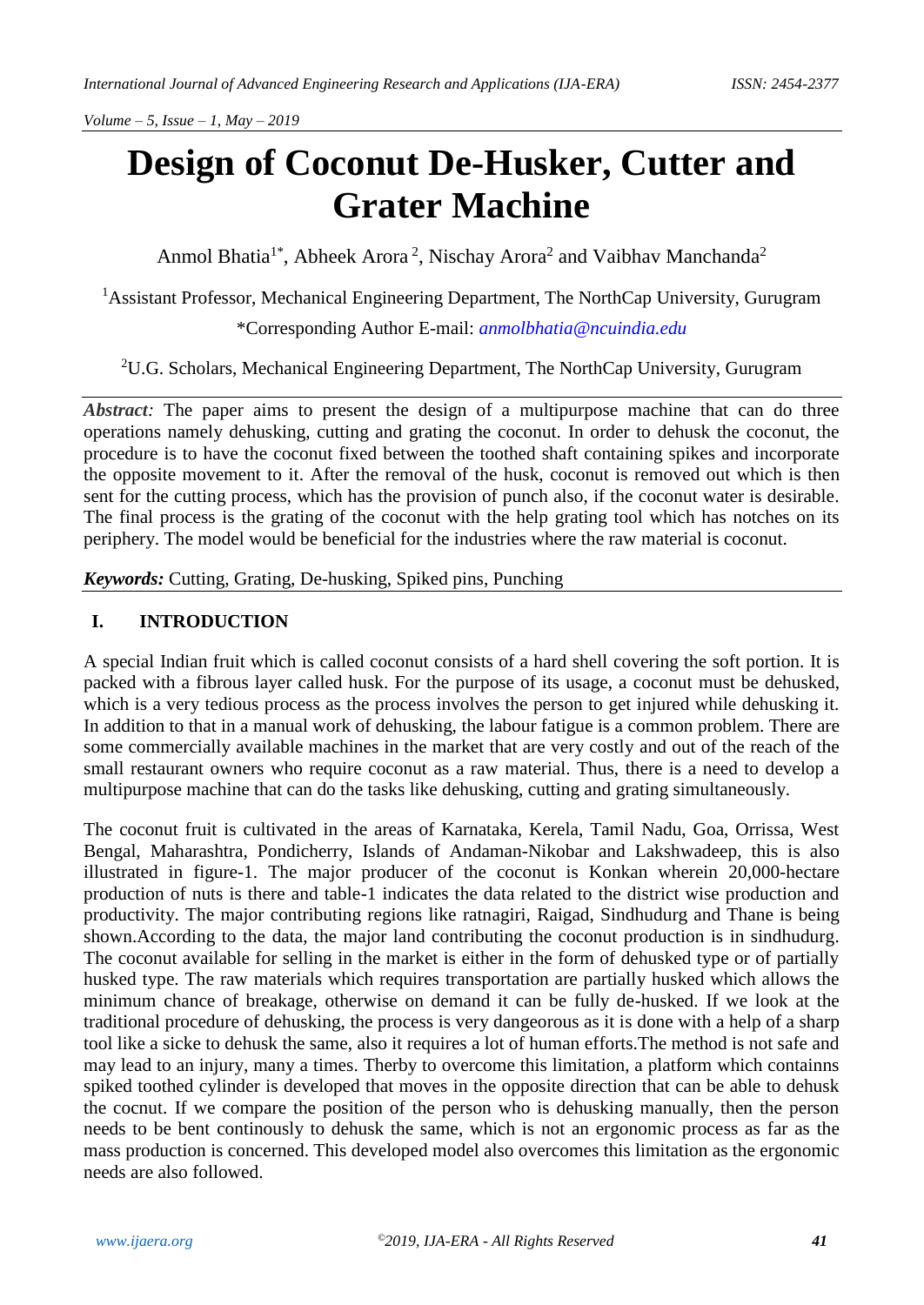# Design of Coconut De-Husker, Cutter and Grater Machine

Anmol Bhatia[1*], Abheek Arora[2], Nischay Arora[2] and Vaibhav Manchanda[2]

[1]Assistant Professor, Mechanical Engineering Department, The NorthCap University, Gurugram

*Corresponding Author E-mail: *anmolbhatia@ncuindia.edu*

[2]U.G. Scholars, Mechanical Engineering Department, The NorthCap University, Gurugram

***Abstract:*** The paper aims to present the design of a multipurpose machine that can do three operations namely dehusking, cutting and grating the coconut. In order to dehusk the coconut, the procedure is to have the coconut fixed between the toothed shaft containing spikes and incorporate the opposite movement to it. After the removal of the husk, coconut is removed out which is then sent for the cutting process, which has the provision of punch also, if the coconut water is desirable. The final process is the grating of the coconut with the help grating tool which has notches on its periphery. The model would be beneficial for the industries where the raw material is coconut.

***Keywords:*** Cutting, Grating, De-husking, Spiked pins, Punching

## I. INTRODUCTION

A special Indian fruit which is called coconut consists of a hard shell covering the soft portion. It is packed with a fibrous layer called husk. For the purpose of its usage, a coconut must be dehusked, which is a very tedious process as the process involves the person to get injured while dehusking it. In addition to that in a manual work of dehusking, the labour fatigue is a common problem. There are some commercially available machines in the market that are very costly and out of the reach of the small restaurant owners who require coconut as a raw material. Thus, there is a need to develop a multipurpose machine that can do the tasks like dehusking, cutting and grating simultaneously.

The coconut fruit is cultivated in the areas of Karnataka, Kerela, Tamil Nadu, Goa, Orrissa, West Bengal, Maharashtra, Pondicherry, Islands of Andaman-Nikobar and Lakshwadeep, this is also illustrated in figure-1. The major producer of the coconut is Konkan wherein 20,000-hectare production of nuts is there and table-1 indicates the data related to the district wise production and productivity. The major contributing regions like ratnagiri, Raigad, Sindhudurg and Thane is being shown.According to the data, the major land contributing the coconut production is in sindhudurg. The coconut available for selling in the market is either in the form of dehusked type or of partially husked type. The raw materials which requires transportation are partially husked which allows the minimum chance of breakage, otherwise on demand it can be fully de-husked. If we look at the traditional procedure of dehusking, the process is very dangeorous as it is done with a help of a sharp tool like a sicke to dehusk the same, also it requires a lot of human efforts.The method is not safe and may lead to an injury, many a times. Therby to overcome this limitation, a platform which containns spiked toothed cylinder is developed that moves in the opposite direction that can be able to dehusk the cocnut. If we compare the position of the person who is dehusking manually, then the person needs to be bent continously to dehusk the same, which is not an ergonomic process as far as the mass production is concerned. This developed model also overcomes this limitation as the ergonomic needs are also followed.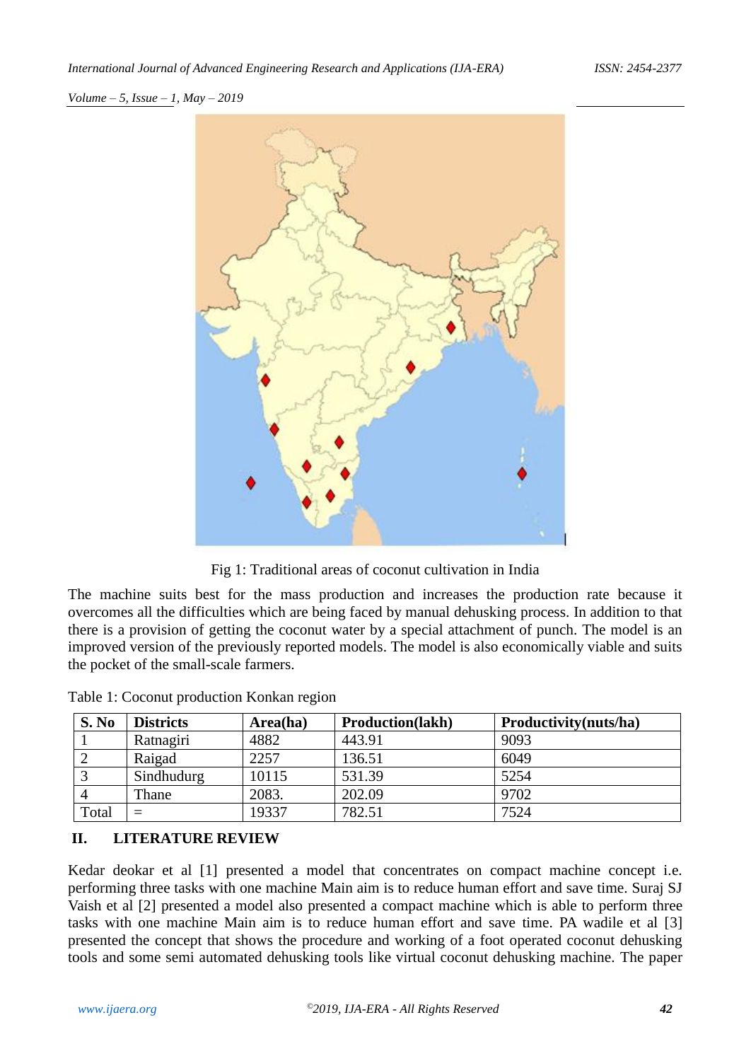Fig 1: Traditional areas of coconut cultivation in India

The machine suits best for the mass production and increases the production rate because it overcomes all the difficulties which are being faced by manual dehusking process. In addition to that there is a provision of getting the coconut water by a special attachment of punch. The model is an improved version of the previously reported models. The model is also economically viable and suits the pocket of the small-scale farmers.

Table 1: Coconut production Konkan region

| S. No | Districts | Area(ha) | Production(lakh) | Productivity(nuts/ha) |
|---|---|---|---|---|
| 1 | Ratnagiri | 4882 | 443.91 | 9093 |
| 2 | Raigad | 2257 | 136.51 | 6049 |
| 3 | Sindhudurg | 10115 | 531.39 | 5254 |
| 4 | Thane | 2083. | 202.09 | 9702 |
| Total | = | 19337 | 782.51 | 7524 |

## II. LITERATURE REVIEW

Kedar deokar et al [1] presented a model that concentrates on compact machine concept i.e. performing three tasks with one machine Main aim is to reduce human effort and save time. Suraj SJ Vaish et al [2] presented a model also presented a compact machine which is able to perform three tasks with one machine Main aim is to reduce human effort and save time. PA wadile et al [3] presented the concept that shows the procedure and working of a foot operated coconut dehusking tools and some semi automated dehusking tools like virtual coconut dehusking machine. The paper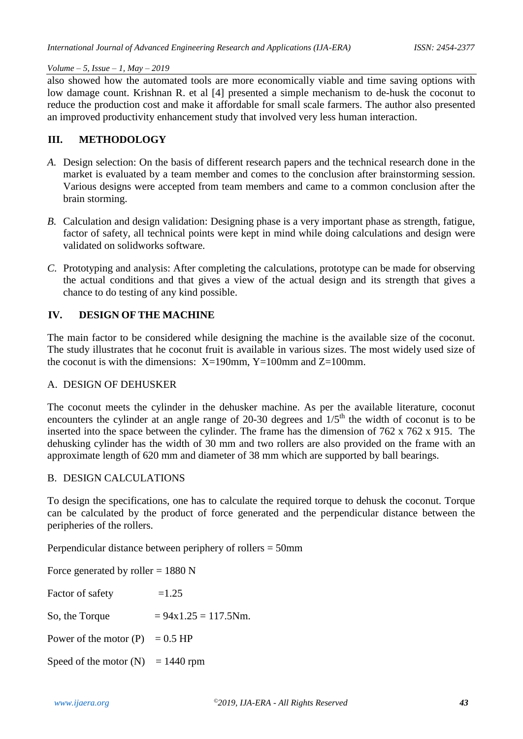also showed how the automated tools are more economically viable and time saving options with low damage count. Krishnan R. et al [4] presented a simple mechanism to de-husk the coconut to reduce the production cost and make it affordable for small scale farmers. The author also presented an improved productivity enhancement study that involved very less human interaction.

## III. METHODOLOGY

*A.* Design selection: On the basis of different research papers and the technical research done in the market is evaluated by a team member and comes to the conclusion after brainstorming session. Various designs were accepted from team members and came to a common conclusion after the brain storming.

*B.* Calculation and design validation: Designing phase is a very important phase as strength, fatigue, factor of safety, all technical points were kept in mind while doing calculations and design were validated on solidworks software.

*C.* Prototyping and analysis: After completing the calculations, prototype can be made for observing the actual conditions and that gives a view of the actual design and its strength that gives a chance to do testing of any kind possible.

## IV. DESIGN OF THE MACHINE

The main factor to be considered while designing the machine is the available size of the coconut. The study illustrates that he coconut fruit is available in various sizes. The most widely used size of the coconut is with the dimensions: X=190mm, Y=100mm and Z=100mm.

### A. DESIGN OF DEHUSKER

The coconut meets the cylinder in the dehusker machine. As per the available literature, coconut encounters the cylinder at an angle range of 20-30 degrees and $1/5^{th}$ the width of coconut is to be inserted into the space between the cylinder. The frame has the dimension of 762 x 762 x 915. The dehusking cylinder has the width of 30 mm and two rollers are also provided on the frame with an approximate length of 620 mm and diameter of 38 mm which are supported by ball bearings.

### B. DESIGN CALCULATIONS

To design the specifications, one has to calculate the required torque to dehusk the coconut. Torque can be calculated by the product of force generated and the perpendicular distance between the peripheries of the rollers.

Perpendicular distance between periphery of rollers = 50mm

Force generated by roller = 1880 N

Factor of safety = 1.25

So, the Torque = 94x1.25 = 117.5Nm.

Power of the motor (P) = 0.5 HP

Speed of the motor (N) = 1440 rpm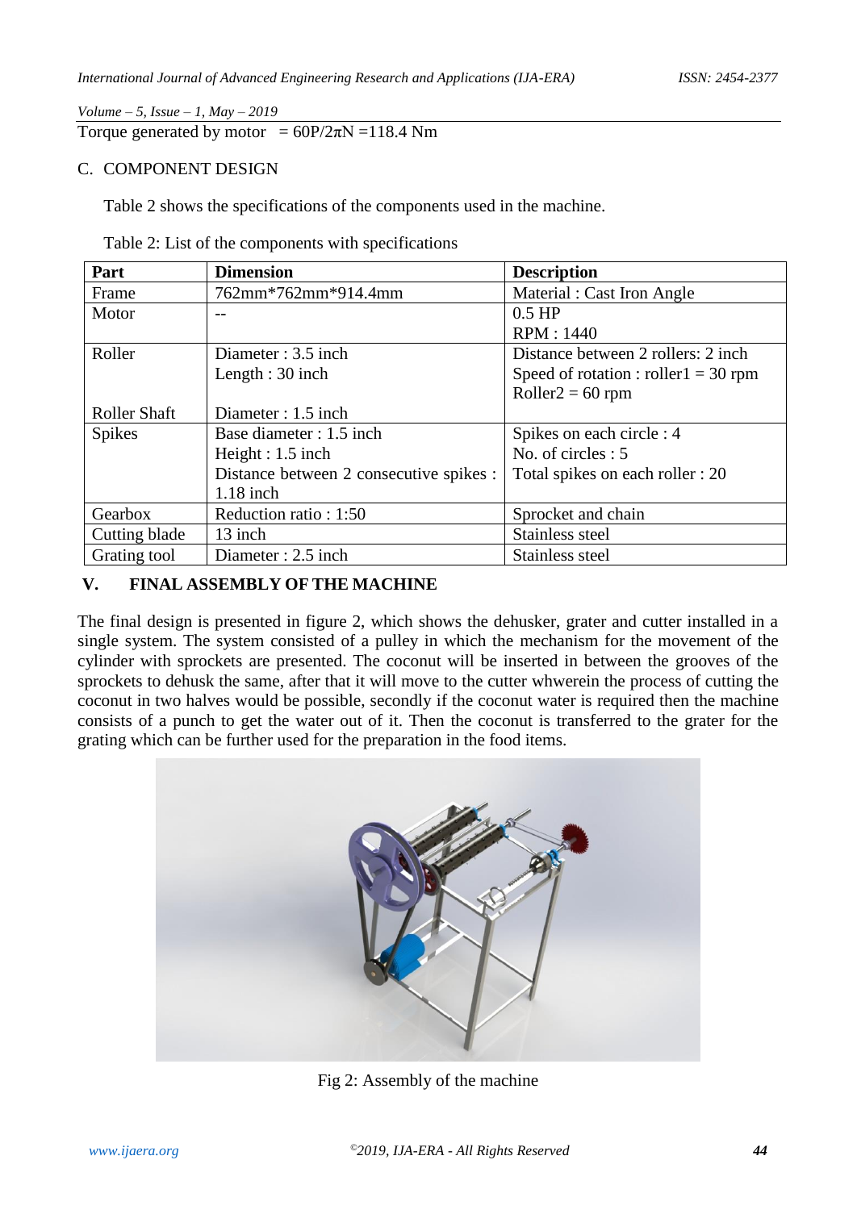Torque generated by motor $= 60P/2\pi N = 118.4$ Nm

### C. COMPONENT DESIGN

Table 2 shows the specifications of the components used in the machine.

Table 2: List of the components with specifications

| Part | Dimension | Description |
| --- | --- | --- |
| Frame | 762mm*762mm*914.4mm | Material : Cast Iron Angle |
| Motor | -- | 0.5 HP<br>RPM : 1440 |
| Roller<br><br><br>Roller Shaft | Diameter : 3.5 inch<br>Length : 30 inch<br><br>Diameter : 1.5 inch | Distance between 2 rollers: 2 inch<br>Speed of rotation : roller1 = 30 rpm<br>Roller2 = 60 rpm |
| Spikes | Base diameter : 1.5 inch<br>Height : 1.5 inch<br>Distance between 2 consecutive spikes : 1.18 inch | Spikes on each circle : 4<br>No. of circles : 5<br>Total spikes on each roller : 20 |
| Gearbox | Reduction ratio : 1:50 | Sprocket and chain |
| Cutting blade | 13 inch | Stainless steel |
| Grating tool | Diameter : 2.5 inch | Stainless steel |

## V. FINAL ASSEMBLY OF THE MACHINE

The final design is presented in figure 2, which shows the dehusker, grater and cutter installed in a single system. The system consisted of a pulley in which the mechanism for the movement of the cylinder with sprockets are presented. The coconut will be inserted in between the grooves of the sprockets to dehusk the same, after that it will move to the cutter whwerein the process of cutting the coconut in two halves would be possible, secondly if the coconut water is required then the machine consists of a punch to get the water out of it. Then the coconut is transferred to the grater for the grating which can be further used for the preparation in the food items.

Fig 2: Assembly of the machine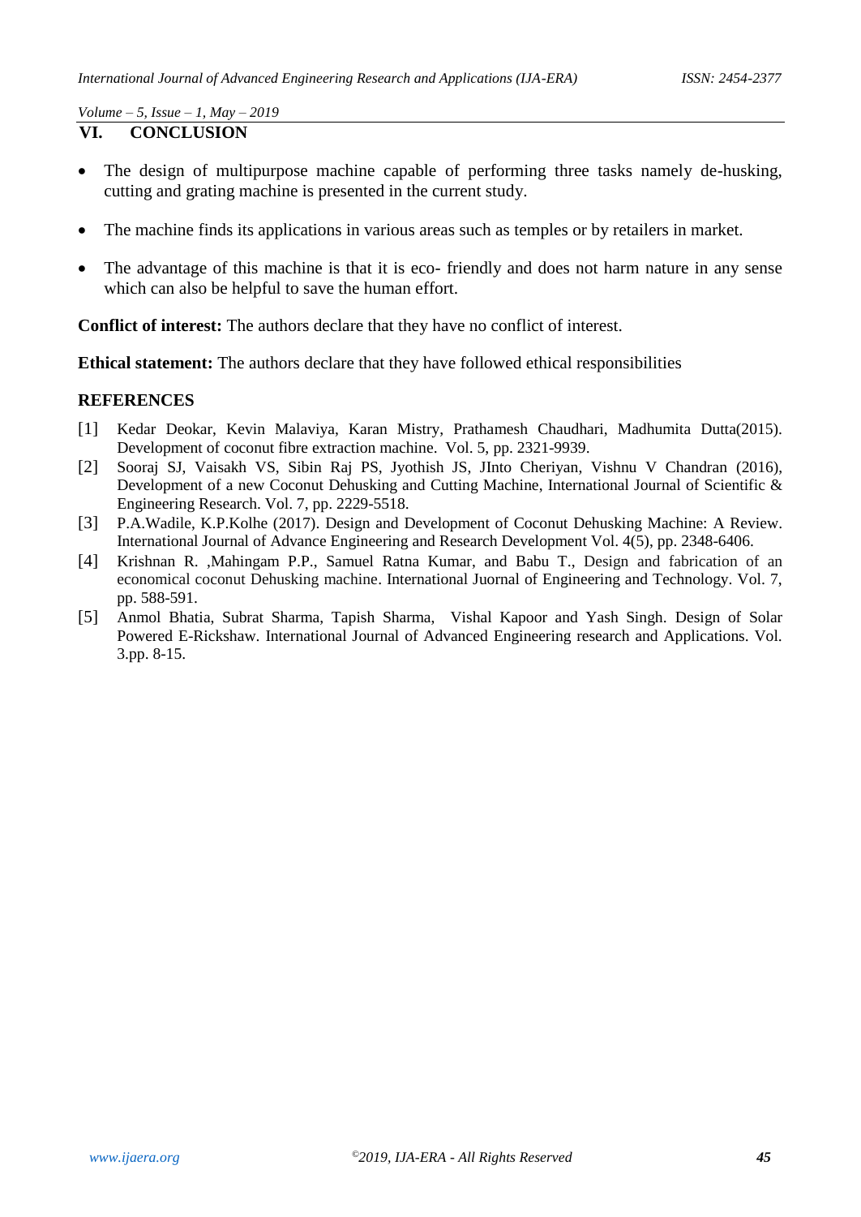## VI. CONCLUSION

- The design of multipurpose machine capable of performing three tasks namely de-husking, cutting and grating machine is presented in the current study.
- The machine finds its applications in various areas such as temples or by retailers in market.
- The advantage of this machine is that it is eco- friendly and does not harm nature in any sense which can also be helpful to save the human effort.

**Conflict of interest:** The authors declare that they have no conflict of interest.

**Ethical statement:** The authors declare that they have followed ethical responsibilities

## REFERENCES

[1] Kedar Deokar, Kevin Malaviya, Karan Mistry, Prathamesh Chaudhari, Madhumita Dutta(2015). Development of coconut fibre extraction machine. Vol. 5, pp. 2321-9939.

[2] Sooraj SJ, Vaisakh VS, Sibin Raj PS, Jyothish JS, JInto Cheriyan, Vishnu V Chandran (2016), Development of a new Coconut Dehusking and Cutting Machine, International Journal of Scientific & Engineering Research. Vol. 7, pp. 2229-5518.

[3] P.A.Wadile, K.P.Kolhe (2017). Design and Development of Coconut Dehusking Machine: A Review. International Journal of Advance Engineering and Research Development Vol. 4(5), pp. 2348-6406.

[4] Krishnan R. ,Mahingam P.P., Samuel Ratna Kumar, and Babu T., Design and fabrication of an economical coconut Dehusking machine. International Juornal of Engineering and Technology. Vol. 7, pp. 588-591.

[5] Anmol Bhatia, Subrat Sharma, Tapish Sharma, Vishal Kapoor and Yash Singh. Design of Solar Powered E-Rickshaw. International Journal of Advanced Engineering research and Applications. Vol. 3.pp. 8-15.